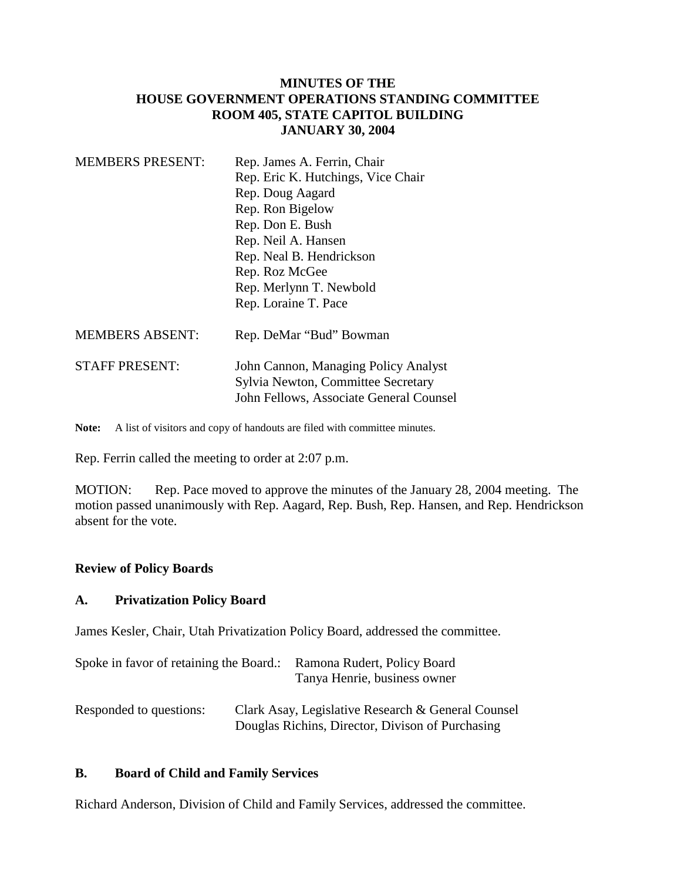# MINUTES OF THE HOUSE GOVERNMENT OPERATIONS STANDING COMMITTEE ROOM 405, STATE CAPITOL BUILDING JANUARY 30, 2004

MEMBERS PRESENT: Rep. James A. Ferrin, Chair
Rep. Eric K. Hutchings, Vice Chair
Rep. Doug Aagard
Rep. Ron Bigelow
Rep. Don E. Bush
Rep. Neil A. Hansen
Rep. Neal B. Hendrickson
Rep. Roz McGee
Rep. Merlynn T. Newbold
Rep. Loraine T. Pace

MEMBERS ABSENT: Rep. DeMar "Bud" Bowman

STAFF PRESENT: John Cannon, Managing Policy Analyst
Sylvia Newton, Committee Secretary
John Fellows, Associate General Counsel

**Note:** A list of visitors and copy of handouts are filed with committee minutes.

Rep. Ferrin called the meeting to order at 2:07 p.m.

MOTION: Rep. Pace moved to approve the minutes of the January 28, 2004 meeting. The motion passed unanimously with Rep. Aagard, Rep. Bush, Rep. Hansen, and Rep. Hendrickson absent for the vote.

**Review of Policy Boards**

**A. Privatization Policy Board**

James Kesler, Chair, Utah Privatization Policy Board, addressed the committee.

Spoke in favor of retaining the Board.: Ramona Rudert, Policy Board
Tanya Henrie, business owner

Responded to questions: Clark Asay, Legislative Research & General Counsel
Douglas Richins, Director, Divison of Purchasing

**B. Board of Child and Family Services**

Richard Anderson, Division of Child and Family Services, addressed the committee.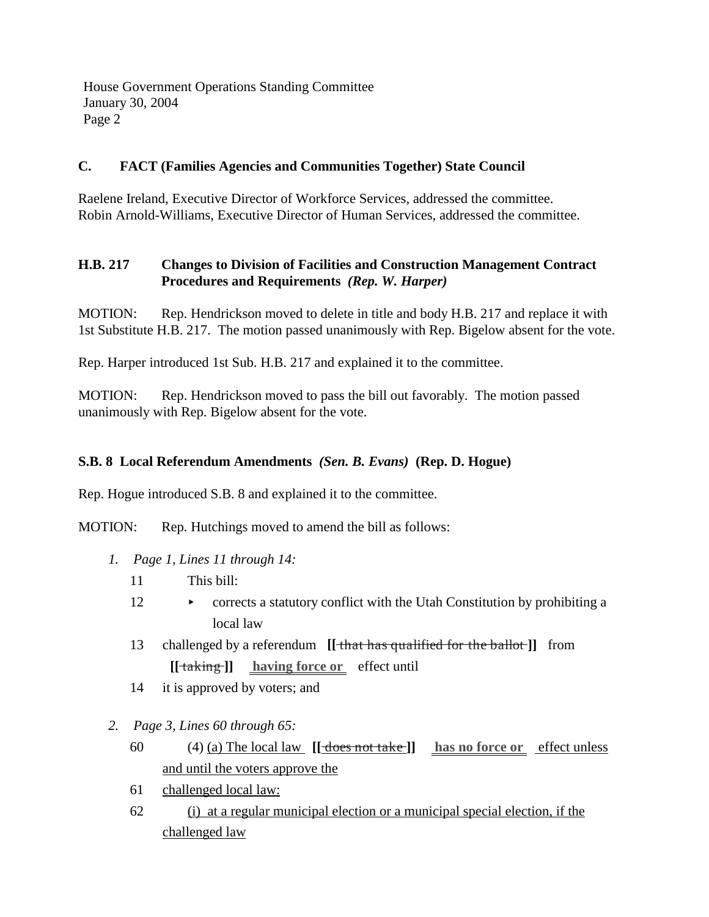### C. FACT (Families Agencies and Communities Together) State Council

Raelene Ireland, Executive Director of Workforce Services, addressed the committee.
Robin Arnold-Williams, Executive Director of Human Services, addressed the committee.

### H.B. 217 Changes to Division of Facilities and Construction Management Contract Procedures and Requirements *(Rep. W. Harper)*

MOTION: Rep. Hendrickson moved to delete in title and body H.B. 217 and replace it with 1st Substitute H.B. 217. The motion passed unanimously with Rep. Bigelow absent for the vote.

Rep. Harper introduced 1st Sub. H.B. 217 and explained it to the committee.

MOTION: Rep. Hendrickson moved to pass the bill out favorably. The motion passed unanimously with Rep. Bigelow absent for the vote.

### S.B. 8 Local Referendum Amendments *(Sen. B. Evans)* (Rep. D. Hogue)

Rep. Hogue introduced S.B. 8 and explained it to the committee.

MOTION: Rep. Hutchings moved to amend the bill as follows:

1. *Page 1, Lines 11 through 14:*

   11 This bill:

   12 ‣ corrects a statutory conflict with the Utah Constitution by prohibiting a local law

   13 challenged by a referendum **[[** ~~that has qualified for the ballot~~ **]]** from **[[** ~~taking~~ **]]** **having force or** effect until

   14 it is approved by voters; and

2. *Page 3, Lines 60 through 65:*

   60 (4) (a) The local law **[[** ~~does not take~~ **]]** **has no force or** effect unless and until the voters approve the

   61 challenged local law:

   62 (i) at a regular municipal election or a municipal special election, if the challenged law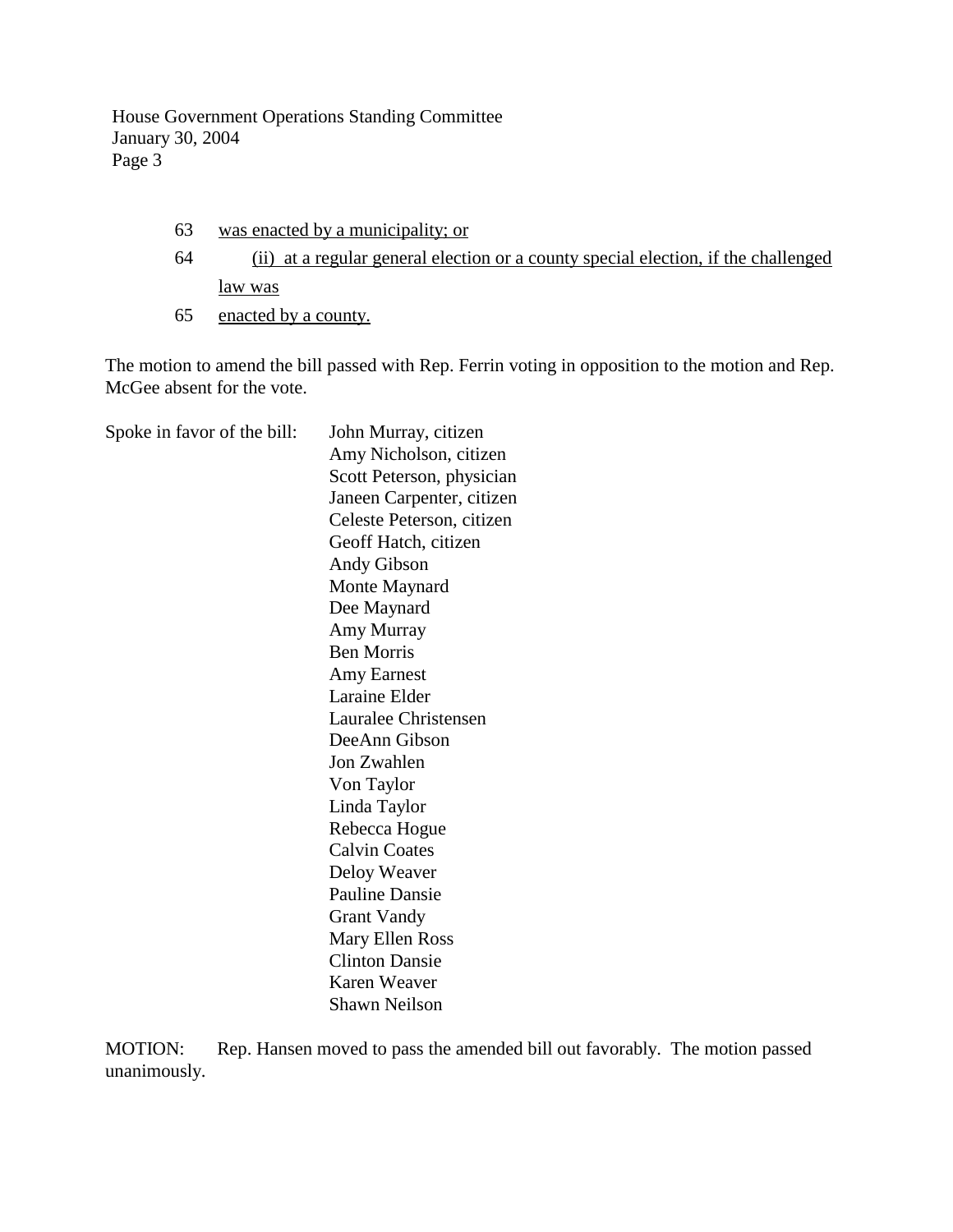63 <u>was enacted by a municipality; or</u>

64 <u>(ii) at a regular general election or a county special election, if the challenged law was</u>

65 <u>enacted by a county.</u>

The motion to amend the bill passed with Rep. Ferrin voting in opposition to the motion and Rep. McGee absent for the vote.

Spoke in favor of the bill:

- John Murray, citizen
- Amy Nicholson, citizen
- Scott Peterson, physician
- Janeen Carpenter, citizen
- Celeste Peterson, citizen
- Geoff Hatch, citizen
- Andy Gibson
- Monte Maynard
- Dee Maynard
- Amy Murray
- Ben Morris
- Amy Earnest
- Laraine Elder
- Lauralee Christensen
- DeeAnn Gibson
- Jon Zwahlen
- Von Taylor
- Linda Taylor
- Rebecca Hogue
- Calvin Coates
- Deloy Weaver
- Pauline Dansie
- Grant Vandy
- Mary Ellen Ross
- Clinton Dansie
- Karen Weaver
- Shawn Neilson

MOTION: Rep. Hansen moved to pass the amended bill out favorably. The motion passed unanimously.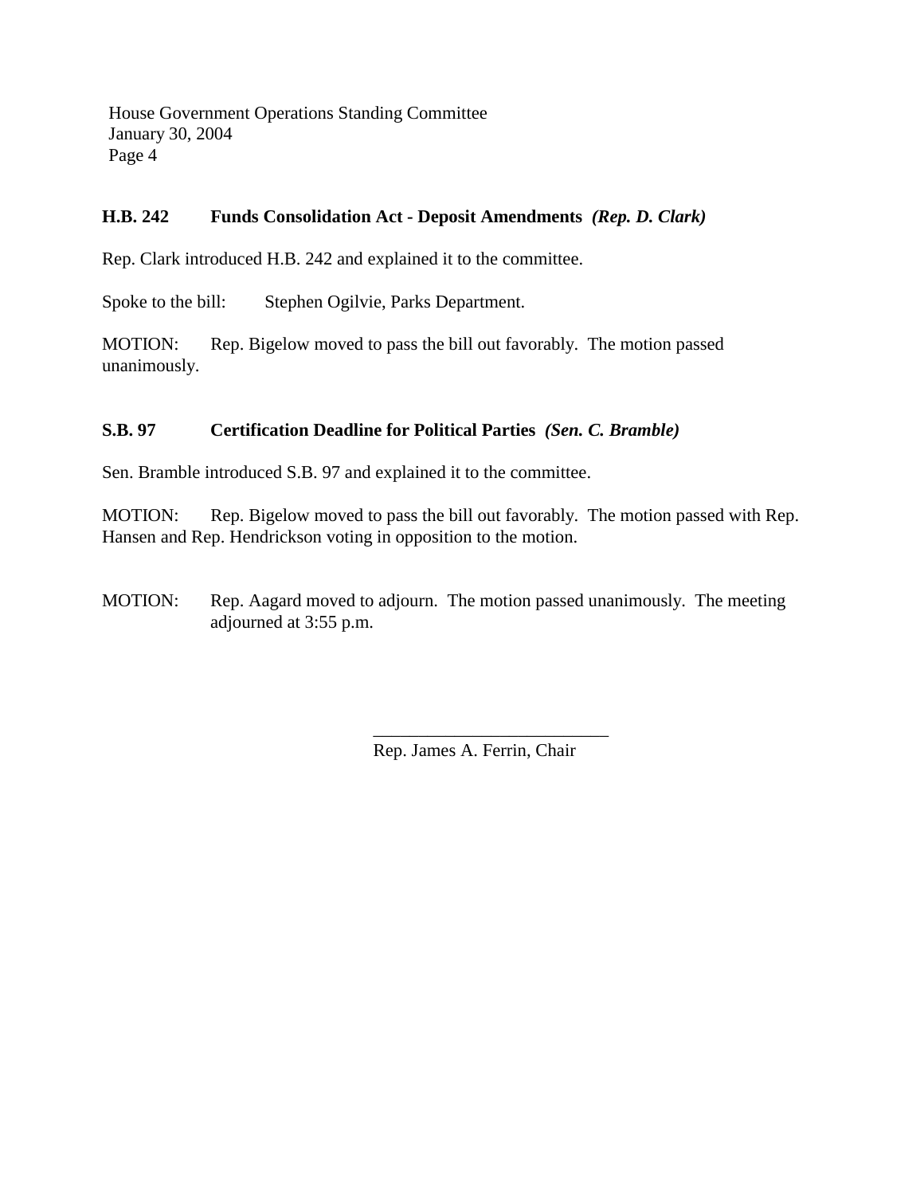**H.B. 242 Funds Consolidation Act - Deposit Amendments** ***(Rep. D. Clark)***

Rep. Clark introduced H.B. 242 and explained it to the committee.

Spoke to the bill: Stephen Ogilvie, Parks Department.

MOTION: Rep. Bigelow moved to pass the bill out favorably. The motion passed unanimously.

**S.B. 97 Certification Deadline for Political Parties** ***(Sen. C. Bramble)***

Sen. Bramble introduced S.B. 97 and explained it to the committee.

MOTION: Rep. Bigelow moved to pass the bill out favorably. The motion passed with Rep. Hansen and Rep. Hendrickson voting in opposition to the motion.

MOTION: Rep. Aagard moved to adjourn. The motion passed unanimously. The meeting adjourned at 3:55 p.m.

\_\_\_\_\_\_\_\_\_\_\_\_\_\_\_\_\_\_\_\_\_\_\_\_\_\_

Rep. James A. Ferrin, Chair